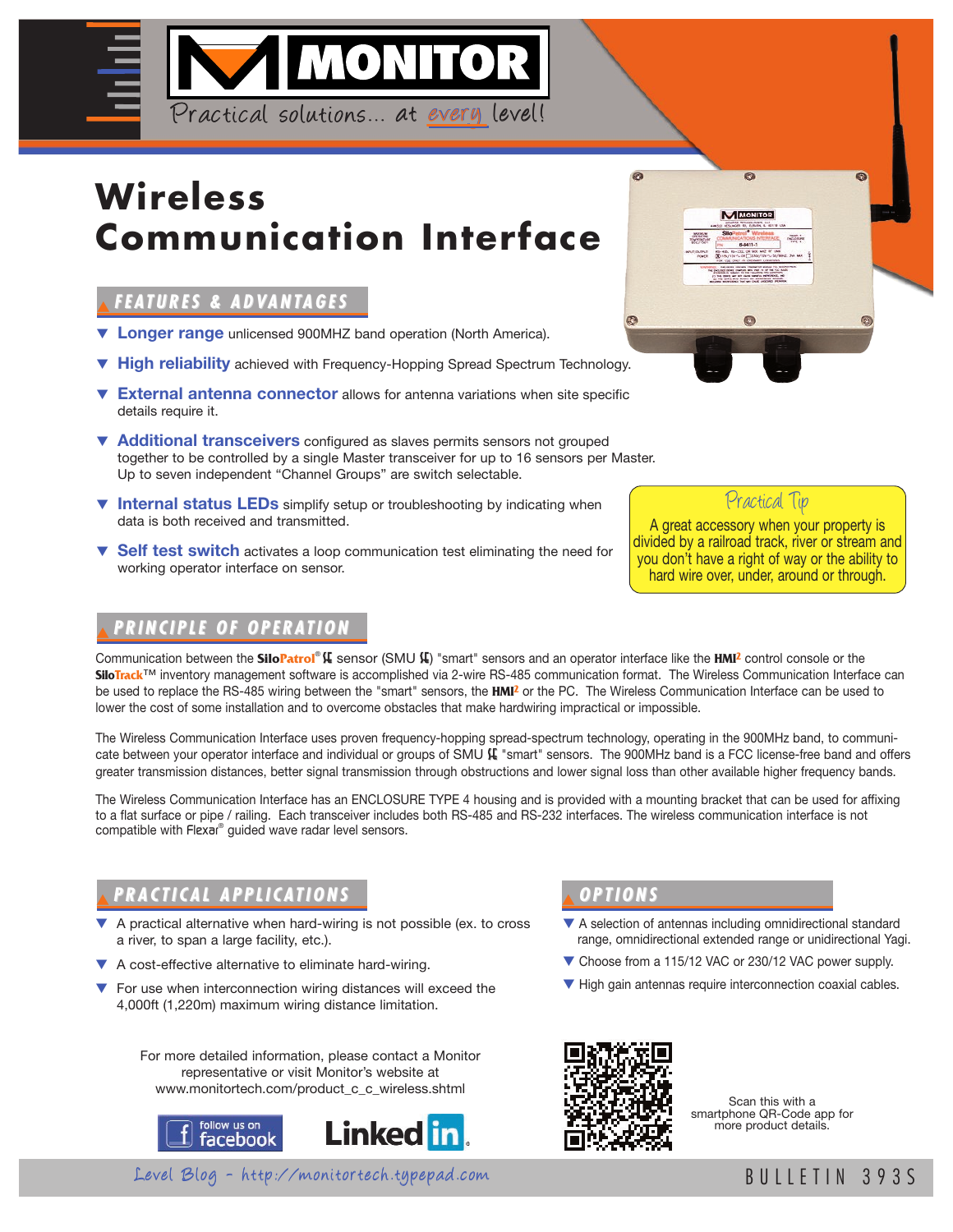# MONITOR

Practical solutions... at every level!

# Wireless Communication Interface

## FEATURES & ADVANTAGES

- **Longer range** unlicensed 900MHZ band operation (North America).
- **High reliability** achieved with Frequency-Hopping Spread Spectrum Technology.
- **External antenna connector** allows for antenna variations when site specific details require it.
- **Additional transceivers** configured as slaves permits sensors not grouped together to be controlled by a single Master transceiver for up to 16 sensors per Master. Up to seven independent "Channel Groups" are switch selectable.
- **Internal status LEDs** simplify setup or troubleshooting by indicating when data is both received and transmitted.
- **Self test switch** activates a loop communication test eliminating the need for working operator interface on sensor.

> **Practical Tip**
>
> A great accessory when your property is divided by a railroad track, river or stream and you don't have a right of way or the ability to hard wire over, under, around or through.

## PRINCIPLE OF OPERATION

Communication between the SiloPatrol® SMU sensor (SMU) "smart" sensors and an operator interface like the HMI² control console or the SiloTrack™ inventory management software is accomplished via 2-wire RS-485 communication format. The Wireless Communication Interface can be used to replace the RS-485 wiring between the "smart" sensors, the HMI² or the PC. The Wireless Communication Interface can be used to lower the cost of some installation and to overcome obstacles that make hardwiring impractical or impossible.

The Wireless Communication Interface uses proven frequency-hopping spread-spectrum technology, operating in the 900MHz band, to communicate between your operator interface and individual or groups of SMU "smart" sensors. The 900MHz band is a FCC license-free band and offers greater transmission distances, better signal transmission through obstructions and lower signal loss than other available higher frequency bands.

The Wireless Communication Interface has an ENCLOSURE TYPE 4 housing and is provided with a mounting bracket that can be used for affixing to a flat surface or pipe / railing. Each transceiver includes both RS-485 and RS-232 interfaces. The wireless communication interface is not compatible with Flexar® guided wave radar level sensors.

## PRACTICAL APPLICATIONS

- A practical alternative when hard-wiring is not possible (ex. to cross a river, to span a large facility, etc.).
- A cost-effective alternative to eliminate hard-wiring.
- For use when interconnection wiring distances will exceed the 4,000ft (1,220m) maximum wiring distance limitation.

## OPTIONS

- A selection of antennas including omnidirectional standard range, omnidirectional extended range or unidirectional Yagi.
- Choose from a 115/12 VAC or 230/12 VAC power supply.
- High gain antennas require interconnection coaxial cables.

For more detailed information, please contact a Monitor representative or visit Monitor's website at www.monitortech.com/product_c_c_wireless.shtml

follow us on facebook | LinkedIn

Scan this with a smartphone QR-Code app for more product details.

Level Blog - http://monitortech.typepad.com

BULLETIN 393S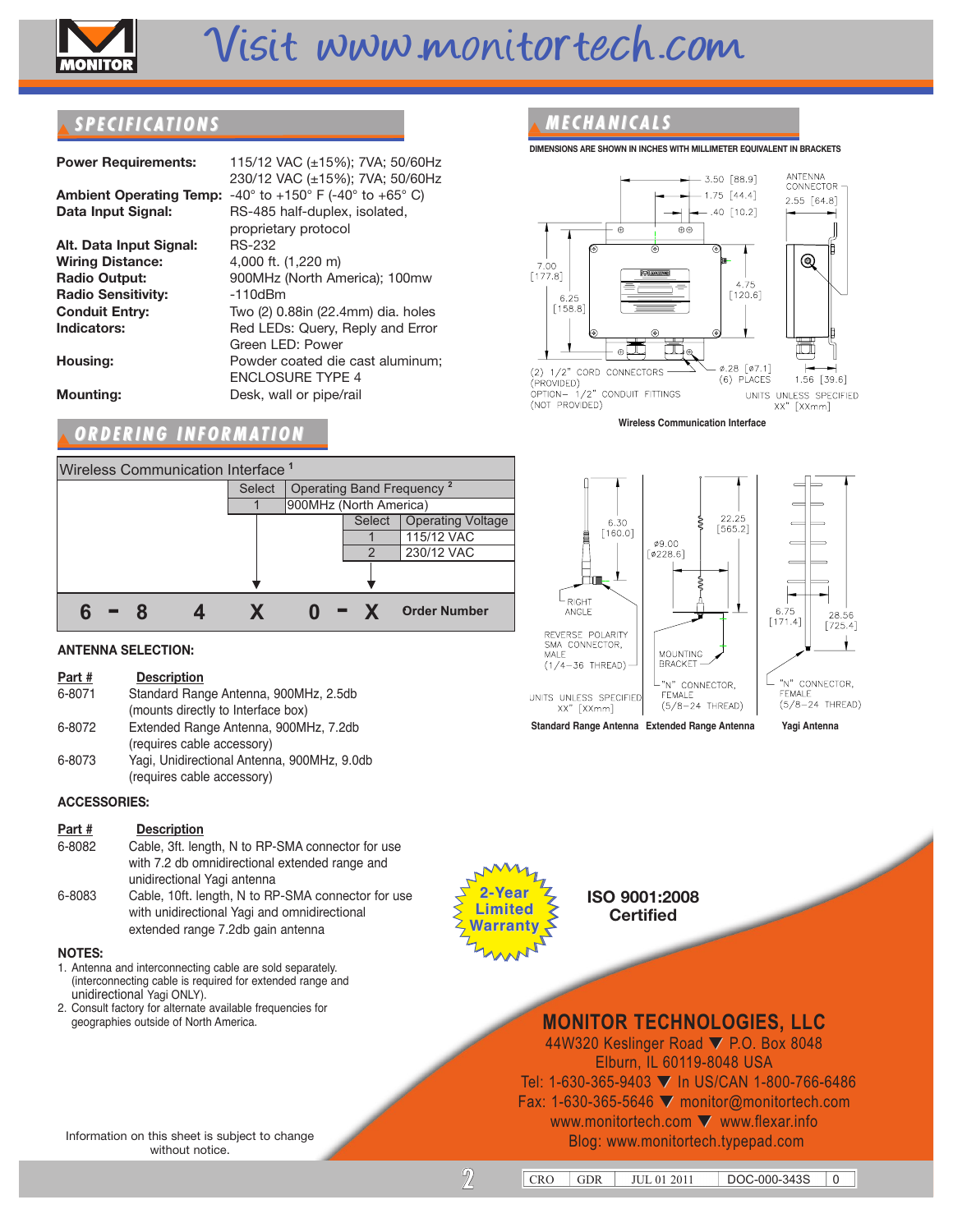Visit www.monitortech.com

## SPECIFICATIONS

| | |
|---|---|
| **Power Requirements:** | 115/12 VAC (±15%); 7VA; 50/60Hz<br>230/12 VAC (±15%); 7VA; 50/60Hz |
| **Ambient Operating Temp:** | -40° to +150° F (-40° to +65° C) |
| **Data Input Signal:** | RS-485 half-duplex, isolated, proprietary protocol |
| **Alt. Data Input Signal:** | RS-232 |
| **Wiring Distance:** | 4,000 ft. (1,220 m) |
| **Radio Output:** | 900MHz (North America); 100mw |
| **Radio Sensitivity:** | -110dBm |
| **Conduit Entry:** | Two (2) 0.88in (22.4mm) dia. holes |
| **Indicators:** | Red LEDs: Query, Reply and Error<br>Green LED: Power |
| **Housing:** | Powder coated die cast aluminum; ENCLOSURE TYPE 4 |
| **Mounting:** | Desk, wall or pipe/rail |

## MECHANICALS

DIMENSIONS ARE SHOWN IN INCHES WITH MILLIMETER EQUIVALENT IN BRACKETS

3.50 [88.9]
1.75 [44.4]
.40 [10.2]
ANTENNA CONNECTOR
2.55 [64.8]
7.00 [177.8]
6.25 [158.8]
4.75 [120.6]
(2) 1/2" CORD CONNECTORS (PROVIDED)
OPTION- 1/2" CONDUIT FITTINGS (NOT PROVIDED)
ø.28 [ø7.1] (6) PLACES
1.56 [39.6]
UNITS UNLESS SPECIFIED XX" [XXmm]

Wireless Communication Interface

## ORDERING INFORMATION

Wireless Communication Interface [1]

| Select | Operating Band Frequency [2] |
|---|---|
| 1 | 900MHz (North America) |

| Select | Operating Voltage |
|---|---|
| 1 | 115/12 VAC |
| 2 | 230/12 VAC |

**6 - 8 4 X 0 - X Order Number**

6.30 [160.0]
RIGHT ANGLE
REVERSE POLARITY SMA CONNECTOR, MALE (1/4-36 THREAD)
UNITS UNLESS SPECIFIED XX" [XXmm]
22.25 [565.2]
ø9.00 [ø228.6]
MOUNTING BRACKET
"N" CONNECTOR, FEMALE (5/8-24 THREAD)
6.75 [171.4]
28.56 [725.4]
"N" CONNECTOR, FEMALE (5/8-24 THREAD)

Standard Range Antenna Extended Range Antenna Yagi Antenna

### ANTENNA SELECTION:

| Part # | Description |
|---|---|
| 6-8071 | Standard Range Antenna, 900MHz, 2.5db (mounts directly to Interface box) |
| 6-8072 | Extended Range Antenna, 900MHz, 7.2db (requires cable accessory) |
| 6-8073 | Yagi, Unidirectional Antenna, 900MHz, 9.0db (requires cable accessory) |

### ACCESSORIES:

| Part # | Description |
|---|---|
| 6-8082 | Cable, 3ft. length, N to RP-SMA connector for use with 7.2 db omnidirectional extended range and unidirectional Yagi antenna |
| 6-8083 | Cable, 10ft. length, N to RP-SMA connector for use with unidirectional Yagi and omnidirectional extended range 7.2db gain antenna |

### NOTES:

1. Antenna and interconnecting cable are sold separately. (interconnecting cable is required for extended range and unidirectional Yagi ONLY).
2. Consult factory for alternate available frequencies for geographies outside of North America.

2-Year Limited Warranty

**ISO 9001:2008 Certified**

Information on this sheet is subject to change without notice.

## MONITOR TECHNOLOGIES, LLC

44W320 Keslinger Road ▼ P.O. Box 8048
Elburn, IL 60119-8048 USA
Tel: 1-630-365-9403 ▼ In US/CAN 1-800-766-6486
Fax: 1-630-365-5646 ▼ monitor@monitortech.com
www.monitortech.com ▼ www.flexar.info
Blog: www.monitortech.typepad.com

| CRO | GDR | JUL 01 2011 | DOC-000-343S | 0 |
|---|---|---|---|---|